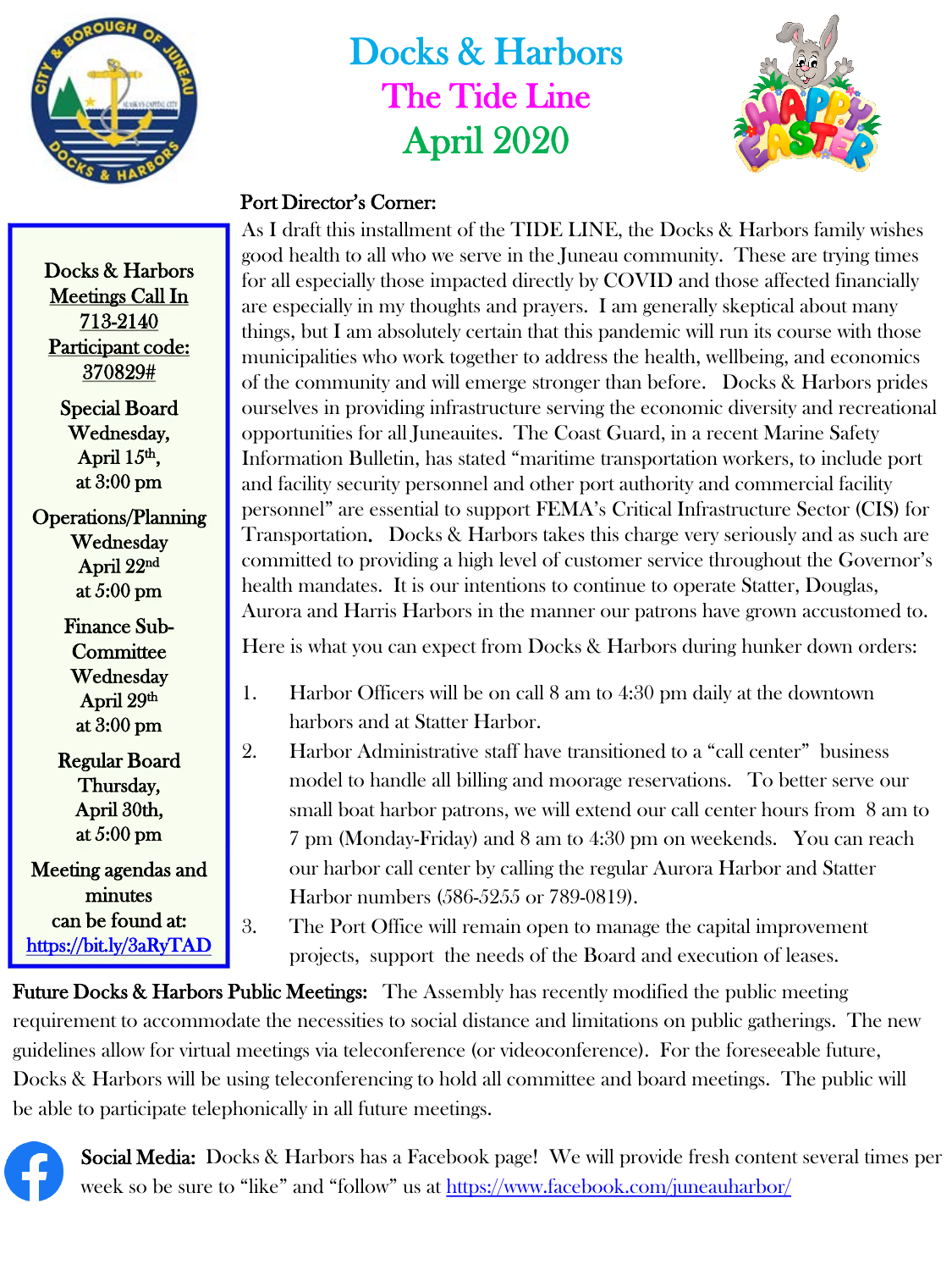# Docks & Harbors
## The Tide Line
## April 2020

**Docks & Harbors Meetings Call In 713-2140**
**Participant code: 370829#**

**Special Board**
Wednesday, April 15th, at 3:00 pm

**Operations/Planning**
Wednesday April 22nd at 5:00 pm

**Finance Sub-Committee**
Wednesday April 29th at 3:00 pm

**Regular Board**
Thursday, April 30th, at 5:00 pm

**Meeting agendas and minutes can be found at:**
https://bit.ly/3aRyTAD

### Port Director's Corner:

As I draft this installment of the TIDE LINE, the Docks & Harbors family wishes good health to all who we serve in the Juneau community. These are trying times for all especially those impacted directly by COVID and those affected financially are especially in my thoughts and prayers. I am generally skeptical about many things, but I am absolutely certain that this pandemic will run its course with those municipalities who work together to address the health, wellbeing, and economics of the community and will emerge stronger than before. Docks & Harbors prides ourselves in providing infrastructure serving the economic diversity and recreational opportunities for all Juneauites. The Coast Guard, in a recent Marine Safety Information Bulletin, has stated "maritime transportation workers, to include port and facility security personnel and other port authority and commercial facility personnel" are essential to support FEMA's Critical Infrastructure Sector (CIS) for Transportation. Docks & Harbors takes this charge very seriously and as such are committed to providing a high level of customer service throughout the Governor's health mandates. It is our intentions to continue to operate Statter, Douglas, Aurora and Harris Harbors in the manner our patrons have grown accustomed to.

Here is what you can expect from Docks & Harbors during hunker down orders:

1. Harbor Officers will be on call 8 am to 4:30 pm daily at the downtown harbors and at Statter Harbor.
2. Harbor Administrative staff have transitioned to a "call center" business model to handle all billing and moorage reservations. To better serve our small boat harbor patrons, we will extend our call center hours from 8 am to 7 pm (Monday-Friday) and 8 am to 4:30 pm on weekends. You can reach our harbor call center by calling the regular Aurora Harbor and Statter Harbor numbers (586-5255 or 789-0819).
3. The Port Office will remain open to manage the capital improvement projects, support the needs of the Board and execution of leases.

**Future Docks & Harbors Public Meetings:** The Assembly has recently modified the public meeting requirement to accommodate the necessities to social distance and limitations on public gatherings. The new guidelines allow for virtual meetings via teleconference (or videoconference). For the foreseeable future, Docks & Harbors will be using teleconferencing to hold all committee and board meetings. The public will be able to participate telephonically in all future meetings.

**Social Media:** Docks & Harbors has a Facebook page! We will provide fresh content several times per week so be sure to "like" and "follow" us at https://www.facebook.com/juneauharbor/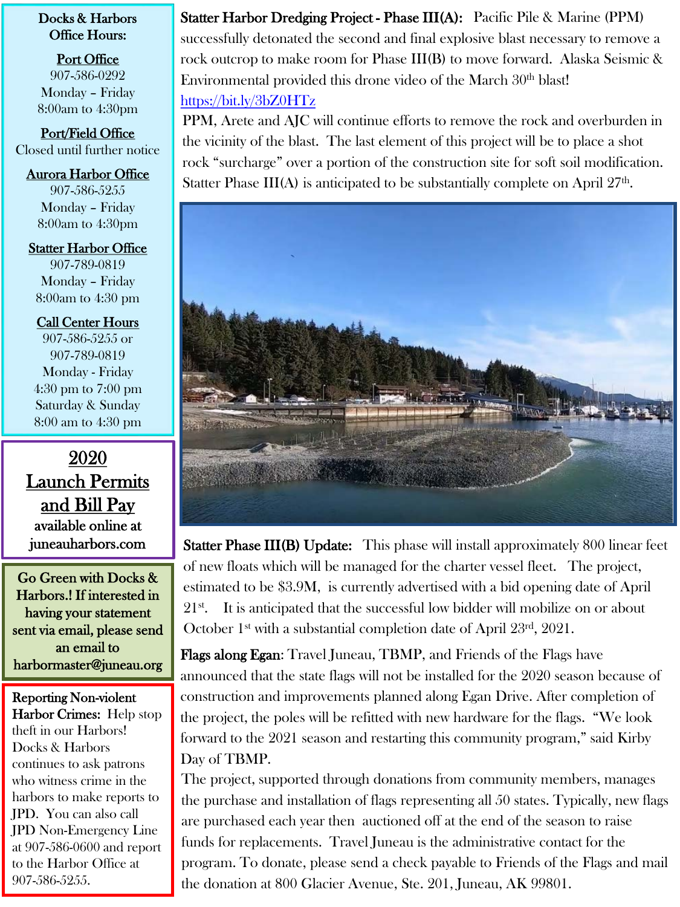**Docks & Harbors Office Hours:**

**Port Office**
907-586-0292
Monday – Friday
8:00am to 4:30pm

**Port/Field Office**
Closed until further notice

**Aurora Harbor Office**
907-586-5255
Monday – Friday
8:00am to 4:30pm

**Statter Harbor Office**
907-789-0819
Monday – Friday
8:00am to 4:30 pm

**Call Center Hours**
907-586-5255 or
907-789-0819
Monday - Friday
4:30 pm to 7:00 pm
Saturday & Sunday
8:00 am to 4:30 pm

**2020 Launch Permits and Bill Pay**
**available online at juneauharbors.com**

**Go Green with Docks & Harbors.! If interested in having your statement sent via email, please send an email to harbormaster@juneau.org**

**Reporting Non-violent Harbor Crimes:** Help stop theft in our Harbors! Docks & Harbors continues to ask patrons who witness crime in the harbors to make reports to JPD. You can also call JPD Non-Emergency Line at 907-586-0600 and report to the Harbor Office at 907-586-5255.

**Statter Harbor Dredging Project - Phase III(A):** Pacific Pile & Marine (PPM) successfully detonated the second and final explosive blast necessary to remove a rock outcrop to make room for Phase III(B) to move forward. Alaska Seismic & Environmental provided this drone video of the March 30th blast! https://bit.ly/3bZ0HTz

PPM, Arete and AJC will continue efforts to remove the rock and overburden in the vicinity of the blast. The last element of this project will be to place a shot rock "surcharge" over a portion of the construction site for soft soil modification. Statter Phase III(A) is anticipated to be substantially complete on April 27th.

**Statter Phase III(B) Update:** This phase will install approximately 800 linear feet of new floats which will be managed for the charter vessel fleet. The project, estimated to be $3.9M, is currently advertised with a bid opening date of April 21st. It is anticipated that the successful low bidder will mobilize on or about October 1st with a substantial completion date of April 23rd, 2021.

**Flags along Egan**: Travel Juneau, TBMP, and Friends of the Flags have announced that the state flags will not be installed for the 2020 season because of construction and improvements planned along Egan Drive. After completion of the project, the poles will be refitted with new hardware for the flags. "We look forward to the 2021 season and restarting this community program," said Kirby Day of TBMP.

The project, supported through donations from community members, manages the purchase and installation of flags representing all 50 states. Typically, new flags are purchased each year then auctioned off at the end of the season to raise funds for replacements. Travel Juneau is the administrative contact for the program. To donate, please send a check payable to Friends of the Flags and mail the donation at 800 Glacier Avenue, Ste. 201, Juneau, AK 99801.